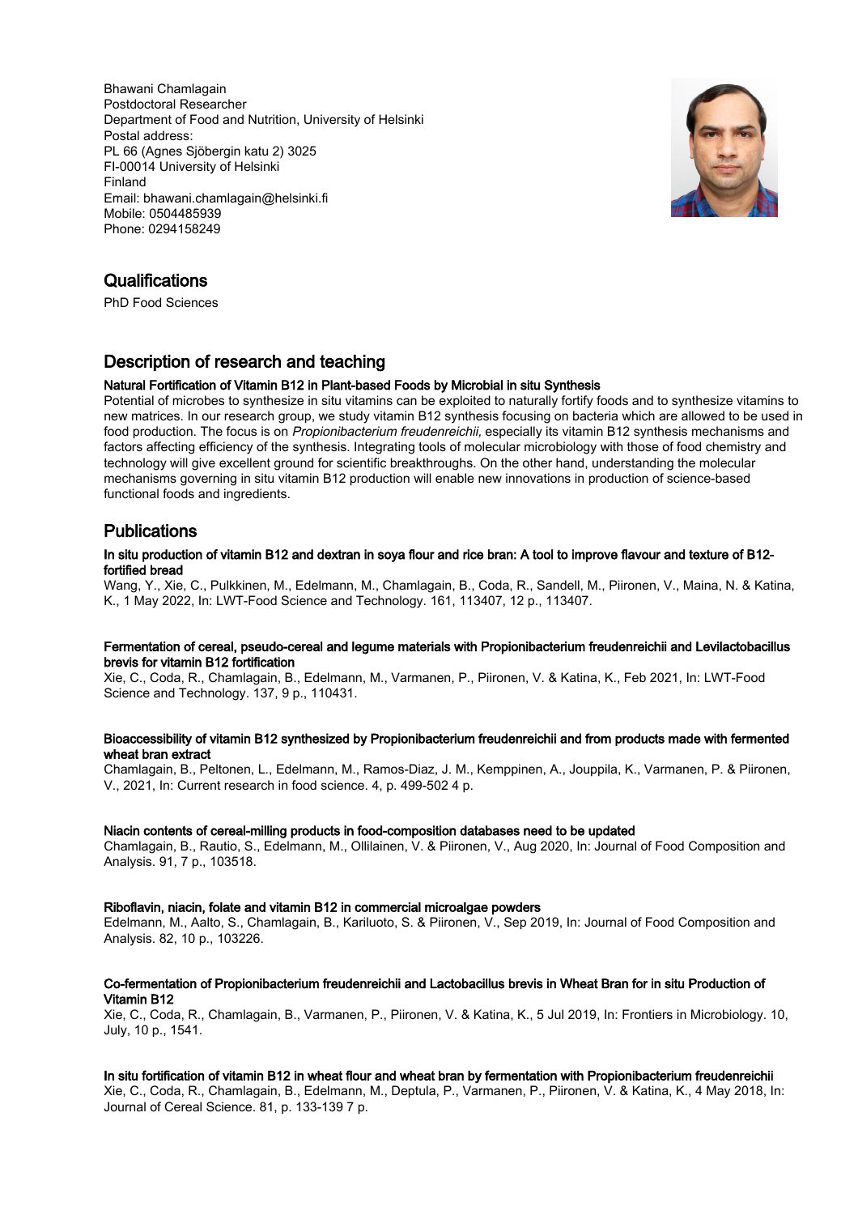Bhawani Chamlagain
Postdoctoral Researcher
Department of Food and Nutrition, University of Helsinki
Postal address:
PL 66 (Agnes Sjöbergin katu 2) 3025
FI-00014 University of Helsinki
Finland
Email: bhawani.chamlagain@helsinki.fi
Mobile: 0504485939
Phone: 0294158249

## Qualifications

PhD Food Sciences

## Description of research and teaching

### Natural Fortification of Vitamin B12 in Plant-based Foods by Microbial in situ Synthesis

Potential of microbes to synthesize in situ vitamins can be exploited to naturally fortify foods and to synthesize vitamins to new matrices. In our research group, we study vitamin B12 synthesis focusing on bacteria which are allowed to be used in food production. The focus is on *Propionibacterium freudenreichii,* especially its vitamin B12 synthesis mechanisms and factors affecting efficiency of the synthesis. Integrating tools of molecular microbiology with those of food chemistry and technology will give excellent ground for scientific breakthroughs. On the other hand, understanding the molecular mechanisms governing in situ vitamin B12 production will enable new innovations in production of science-based functional foods and ingredients.

## Publications

### In situ production of vitamin B12 and dextran in soya flour and rice bran: A tool to improve flavour and texture of B12-fortified bread

Wang, Y., Xie, C., Pulkkinen, M., Edelmann, M., Chamlagain, B., Coda, R., Sandell, M., Piironen, V., Maina, N. & Katina, K., 1 May 2022, In: LWT-Food Science and Technology. 161, 113407, 12 p., 113407.

### Fermentation of cereal, pseudo-cereal and legume materials with Propionibacterium freudenreichii and Levilactobacillus brevis for vitamin B12 fortification

Xie, C., Coda, R., Chamlagain, B., Edelmann, M., Varmanen, P., Piironen, V. & Katina, K., Feb 2021, In: LWT-Food Science and Technology. 137, 9 p., 110431.

### Bioaccessibility of vitamin B12 synthesized by Propionibacterium freudenreichii and from products made with fermented wheat bran extract

Chamlagain, B., Peltonen, L., Edelmann, M., Ramos-Diaz, J. M., Kemppinen, A., Jouppila, K., Varmanen, P. & Piironen, V., 2021, In: Current research in food science. 4, p. 499-502 4 p.

### Niacin contents of cereal-milling products in food-composition databases need to be updated

Chamlagain, B., Rautio, S., Edelmann, M., Ollilainen, V. & Piironen, V., Aug 2020, In: Journal of Food Composition and Analysis. 91, 7 p., 103518.

### Riboflavin, niacin, folate and vitamin B12 in commercial microalgae powders

Edelmann, M., Aalto, S., Chamlagain, B., Kariluoto, S. & Piironen, V., Sep 2019, In: Journal of Food Composition and Analysis. 82, 10 p., 103226.

### Co-fermentation of Propionibacterium freudenreichii and Lactobacillus brevis in Wheat Bran for in situ Production of Vitamin B12

Xie, C., Coda, R., Chamlagain, B., Varmanen, P., Piironen, V. & Katina, K., 5 Jul 2019, In: Frontiers in Microbiology. 10, July, 10 p., 1541.

### In situ fortification of vitamin B12 in wheat flour and wheat bran by fermentation with Propionibacterium freudenreichii

Xie, C., Coda, R., Chamlagain, B., Edelmann, M., Deptula, P., Varmanen, P., Piironen, V. & Katina, K., 4 May 2018, In: Journal of Cereal Science. 81, p. 133-139 7 p.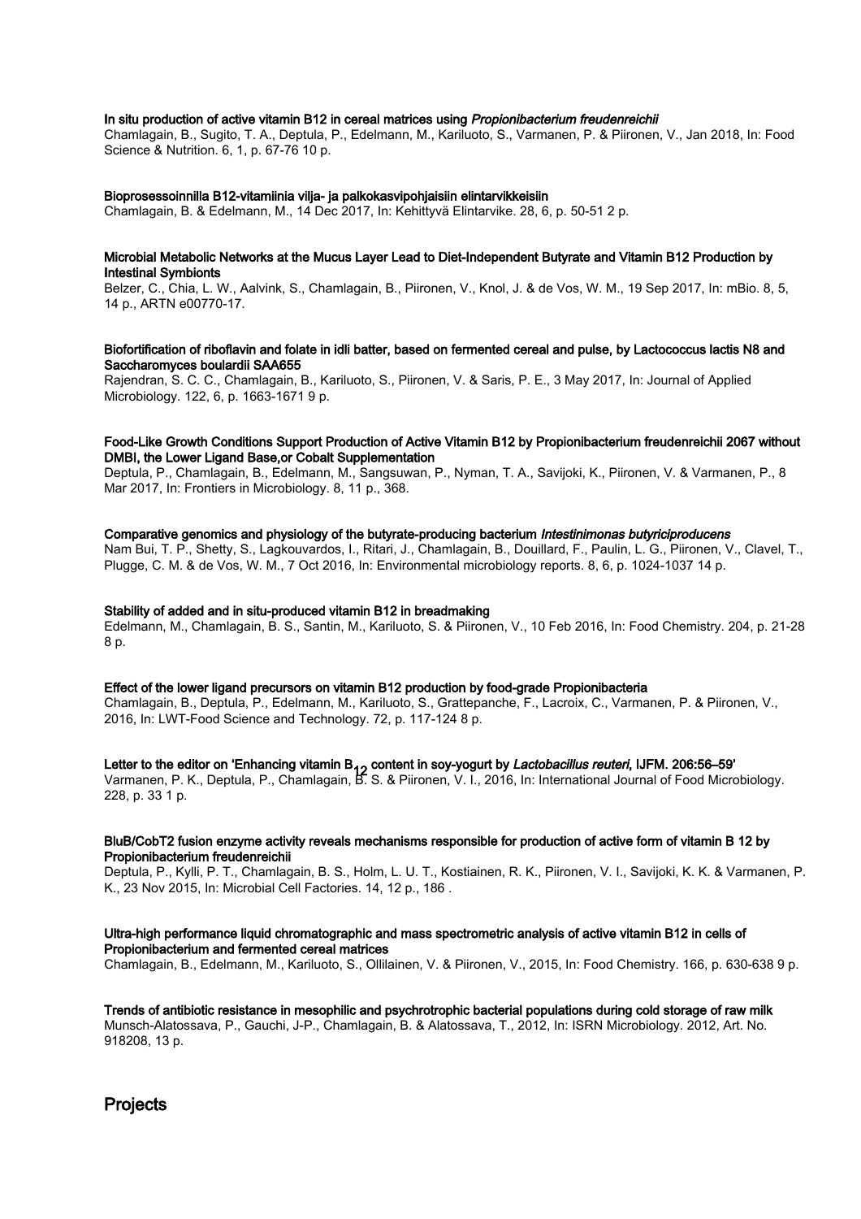**In situ production of active vitamin B12 in cereal matrices using *Propionibacterium freudenreichii***
Chamlagain, B., Sugito, T. A., Deptula, P., Edelmann, M., Kariluoto, S., Varmanen, P. & Piironen, V., Jan 2018, In: Food Science & Nutrition. 6, 1, p. 67-76 10 p.

**Bioprosessoinnilla B12-vitamiinia vilja- ja palkokasvipohjaisiin elintarvikkeisiin**
Chamlagain, B. & Edelmann, M., 14 Dec 2017, In: Kehittyvä Elintarvike. 28, 6, p. 50-51 2 p.

**Microbial Metabolic Networks at the Mucus Layer Lead to Diet-Independent Butyrate and Vitamin B12 Production by Intestinal Symbionts**
Belzer, C., Chia, L. W., Aalvink, S., Chamlagain, B., Piironen, V., Knol, J. & de Vos, W. M., 19 Sep 2017, In: mBio. 8, 5, 14 p., ARTN e00770-17.

**Biofortification of riboflavin and folate in idli batter, based on fermented cereal and pulse, by Lactococcus lactis N8 and Saccharomyces boulardii SAA655**
Rajendran, S. C. C., Chamlagain, B., Kariluoto, S., Piironen, V. & Saris, P. E., 3 May 2017, In: Journal of Applied Microbiology. 122, 6, p. 1663-1671 9 p.

**Food-Like Growth Conditions Support Production of Active Vitamin B12 by Propionibacterium freudenreichii 2067 without DMBI, the Lower Ligand Base,or Cobalt Supplementation**
Deptula, P., Chamlagain, B., Edelmann, M., Sangsuwan, P., Nyman, T. A., Savijoki, K., Piironen, V. & Varmanen, P., 8 Mar 2017, In: Frontiers in Microbiology. 8, 11 p., 368.

**Comparative genomics and physiology of the butyrate-producing bacterium *Intestinimonas butyriciproducens***
Nam Bui, T. P., Shetty, S., Lagkouvardos, I., Ritari, J., Chamlagain, B., Douillard, F., Paulin, L. G., Piironen, V., Clavel, T., Plugge, C. M. & de Vos, W. M., 7 Oct 2016, In: Environmental microbiology reports. 8, 6, p. 1024-1037 14 p.

**Stability of added and in situ-produced vitamin B12 in breadmaking**
Edelmann, M., Chamlagain, B. S., Santin, M., Kariluoto, S. & Piironen, V., 10 Feb 2016, In: Food Chemistry. 204, p. 21-28 8 p.

**Effect of the lower ligand precursors on vitamin B12 production by food-grade Propionibacteria**
Chamlagain, B., Deptula, P., Edelmann, M., Kariluoto, S., Grattepanche, F., Lacroix, C., Varmanen, P. & Piironen, V., 2016, In: LWT-Food Science and Technology. 72, p. 117-124 8 p.

**Letter to the editor on 'Enhancing vitamin $B_{12}$ content in soy-yogurt by *Lactobacillus reuteri*, IJFM. 206:56–59'**
Varmanen, P. K., Deptula, P., Chamlagain, B. S. & Piironen, V. I., 2016, In: International Journal of Food Microbiology. 228, p. 33 1 p.

**BluB/CobT2 fusion enzyme activity reveals mechanisms responsible for production of active form of vitamin B 12 by Propionibacterium freudenreichii**
Deptula, P., Kylli, P. T., Chamlagain, B. S., Holm, L. U. T., Kostiainen, R. K., Piironen, V. I., Savijoki, K. K. & Varmanen, P. K., 23 Nov 2015, In: Microbial Cell Factories. 14, 12 p., 186 .

**Ultra-high performance liquid chromatographic and mass spectrometric analysis of active vitamin B12 in cells of Propionibacterium and fermented cereal matrices**
Chamlagain, B., Edelmann, M., Kariluoto, S., Ollilainen, V. & Piironen, V., 2015, In: Food Chemistry. 166, p. 630-638 9 p.

**Trends of antibiotic resistance in mesophilic and psychrotrophic bacterial populations during cold storage of raw milk**
Munsch-Alatossava, P., Gauchi, J-P., Chamlagain, B. & Alatossava, T., 2012, In: ISRN Microbiology. 2012, Art. No. 918208, 13 p.

## Projects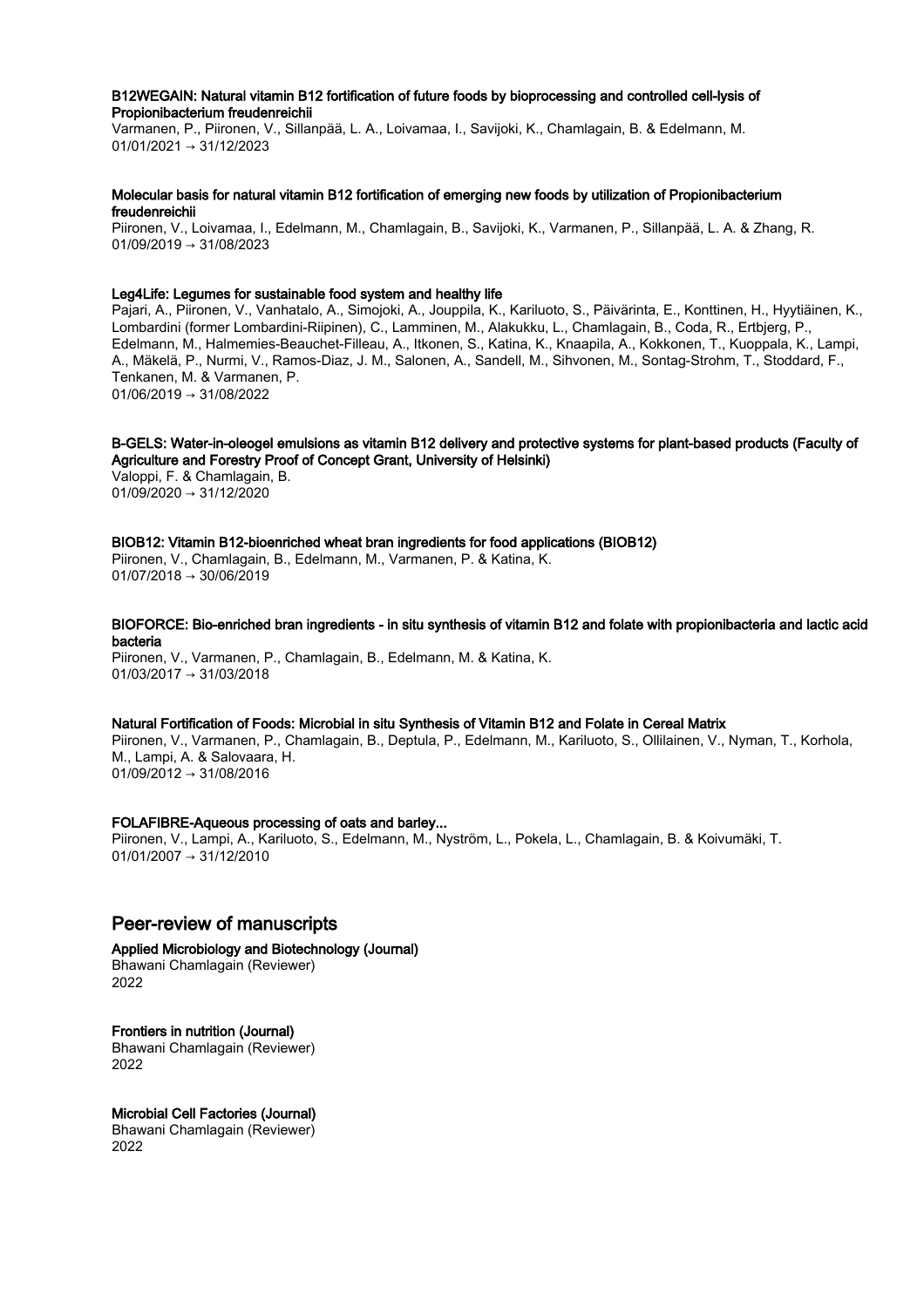**B12WEGAIN: Natural vitamin B12 fortification of future foods by bioprocessing and controlled cell-lysis of Propionibacterium freudenreichii**
Varmanen, P., Piironen, V., Sillanpää, L. A., Loivamaa, I., Savijoki, K., Chamlagain, B. & Edelmann, M.
01/01/2021 → 31/12/2023

**Molecular basis for natural vitamin B12 fortification of emerging new foods by utilization of Propionibacterium freudenreichii**
Piironen, V., Loivamaa, I., Edelmann, M., Chamlagain, B., Savijoki, K., Varmanen, P., Sillanpää, L. A. & Zhang, R.
01/09/2019 → 31/08/2023

**Leg4Life: Legumes for sustainable food system and healthy life**
Pajari, A., Piironen, V., Vanhatalo, A., Simojoki, A., Jouppila, K., Kariluoto, S., Päivärinta, E., Konttinen, H., Hyytiäinen, K., Lombardini (former Lombardini-Riipinen), C., Lamminen, M., Alakukku, L., Chamlagain, B., Coda, R., Ertbjerg, P., Edelmann, M., Halmemies-Beauchet-Filleau, A., Itkonen, S., Katina, K., Knaapila, A., Kokkonen, T., Kuoppala, K., Lampi, A., Mäkelä, P., Nurmi, V., Ramos-Diaz, J. M., Salonen, A., Sandell, M., Sihvonen, M., Sontag-Strohm, T., Stoddard, F., Tenkanen, M. & Varmanen, P.
01/06/2019 → 31/08/2022

**B-GELS: Water-in-oleogel emulsions as vitamin B12 delivery and protective systems for plant-based products (Faculty of Agriculture and Forestry Proof of Concept Grant, University of Helsinki)**
Valoppi, F. & Chamlagain, B.
01/09/2020 → 31/12/2020

**BIOB12: Vitamin B12-bioenriched wheat bran ingredients for food applications (BIOB12)**
Piironen, V., Chamlagain, B., Edelmann, M., Varmanen, P. & Katina, K.
01/07/2018 → 30/06/2019

**BIOFORCE: Bio-enriched bran ingredients - in situ synthesis of vitamin B12 and folate with propionibacteria and lactic acid bacteria**
Piironen, V., Varmanen, P., Chamlagain, B., Edelmann, M. & Katina, K.
01/03/2017 → 31/03/2018

**Natural Fortification of Foods: Microbial in situ Synthesis of Vitamin B12 and Folate in Cereal Matrix**
Piironen, V., Varmanen, P., Chamlagain, B., Deptula, P., Edelmann, M., Kariluoto, S., Ollilainen, V., Nyman, T., Korhola, M., Lampi, A. & Salovaara, H.
01/09/2012 → 31/08/2016

**FOLAFIBRE-Aqueous processing of oats and barley...**
Piironen, V., Lampi, A., Kariluoto, S., Edelmann, M., Nyström, L., Pokela, L., Chamlagain, B. & Koivumäki, T.
01/01/2007 → 31/12/2010

## Peer-review of manuscripts

**Applied Microbiology and Biotechnology (Journal)**
Bhawani Chamlagain (Reviewer)
2022

**Frontiers in nutrition (Journal)**
Bhawani Chamlagain (Reviewer)
2022

**Microbial Cell Factories (Journal)**
Bhawani Chamlagain (Reviewer)
2022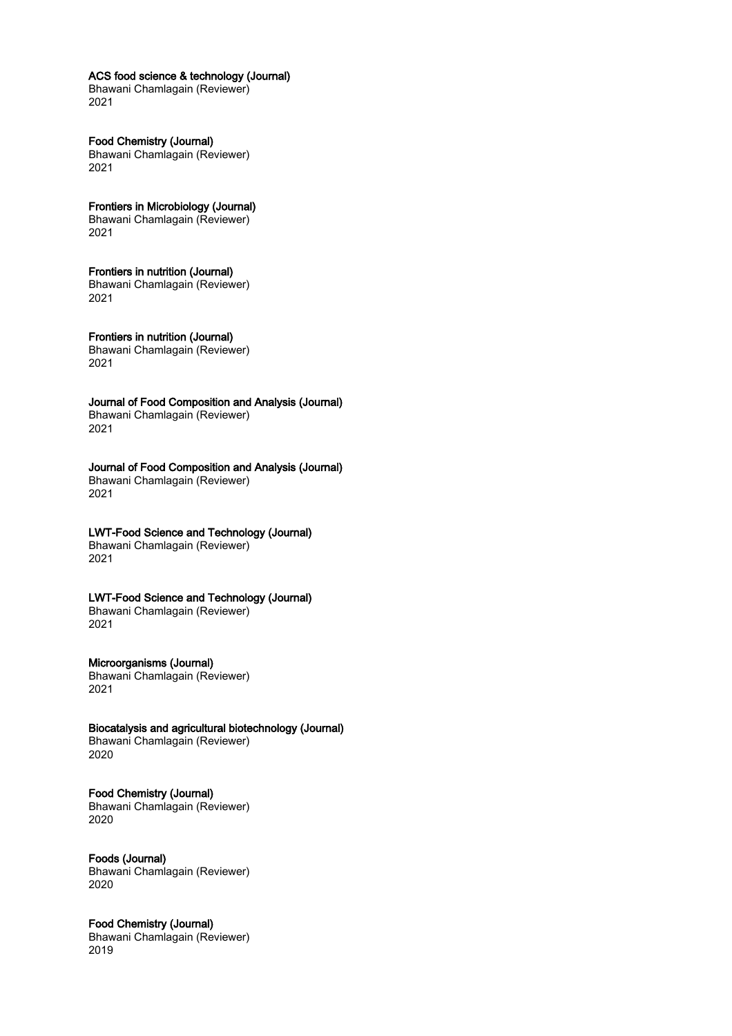**ACS food science & technology (Journal)**
Bhawani Chamlagain (Reviewer)
2021

**Food Chemistry (Journal)**
Bhawani Chamlagain (Reviewer)
2021

**Frontiers in Microbiology (Journal)**
Bhawani Chamlagain (Reviewer)
2021

**Frontiers in nutrition (Journal)**
Bhawani Chamlagain (Reviewer)
2021

**Frontiers in nutrition (Journal)**
Bhawani Chamlagain (Reviewer)
2021

**Journal of Food Composition and Analysis (Journal)**
Bhawani Chamlagain (Reviewer)
2021

**Journal of Food Composition and Analysis (Journal)**
Bhawani Chamlagain (Reviewer)
2021

**LWT-Food Science and Technology (Journal)**
Bhawani Chamlagain (Reviewer)
2021

**LWT-Food Science and Technology (Journal)**
Bhawani Chamlagain (Reviewer)
2021

**Microorganisms (Journal)**
Bhawani Chamlagain (Reviewer)
2021

**Biocatalysis and agricultural biotechnology (Journal)**
Bhawani Chamlagain (Reviewer)
2020

**Food Chemistry (Journal)**
Bhawani Chamlagain (Reviewer)
2020

**Foods (Journal)**
Bhawani Chamlagain (Reviewer)
2020

**Food Chemistry (Journal)**
Bhawani Chamlagain (Reviewer)
2019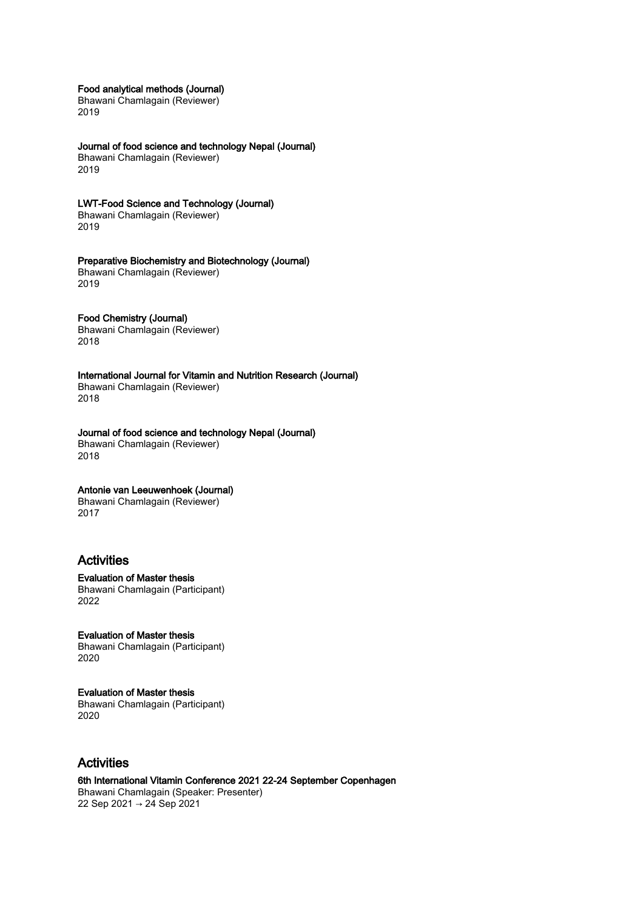**Food analytical methods (Journal)**
Bhawani Chamlagain (Reviewer)
2019

**Journal of food science and technology Nepal (Journal)**
Bhawani Chamlagain (Reviewer)
2019

**LWT-Food Science and Technology (Journal)**
Bhawani Chamlagain (Reviewer)
2019

**Preparative Biochemistry and Biotechnology (Journal)**
Bhawani Chamlagain (Reviewer)
2019

**Food Chemistry (Journal)**
Bhawani Chamlagain (Reviewer)
2018

**International Journal for Vitamin and Nutrition Research (Journal)**
Bhawani Chamlagain (Reviewer)
2018

**Journal of food science and technology Nepal (Journal)**
Bhawani Chamlagain (Reviewer)
2018

**Antonie van Leeuwenhoek (Journal)**
Bhawani Chamlagain (Reviewer)
2017

## Activities

**Evaluation of Master thesis**
Bhawani Chamlagain (Participant)
2022

**Evaluation of Master thesis**
Bhawani Chamlagain (Participant)
2020

**Evaluation of Master thesis**
Bhawani Chamlagain (Participant)
2020

## Activities

**6th International Vitamin Conference 2021 22-24 September Copenhagen**
Bhawani Chamlagain (Speaker: Presenter)
22 Sep 2021 → 24 Sep 2021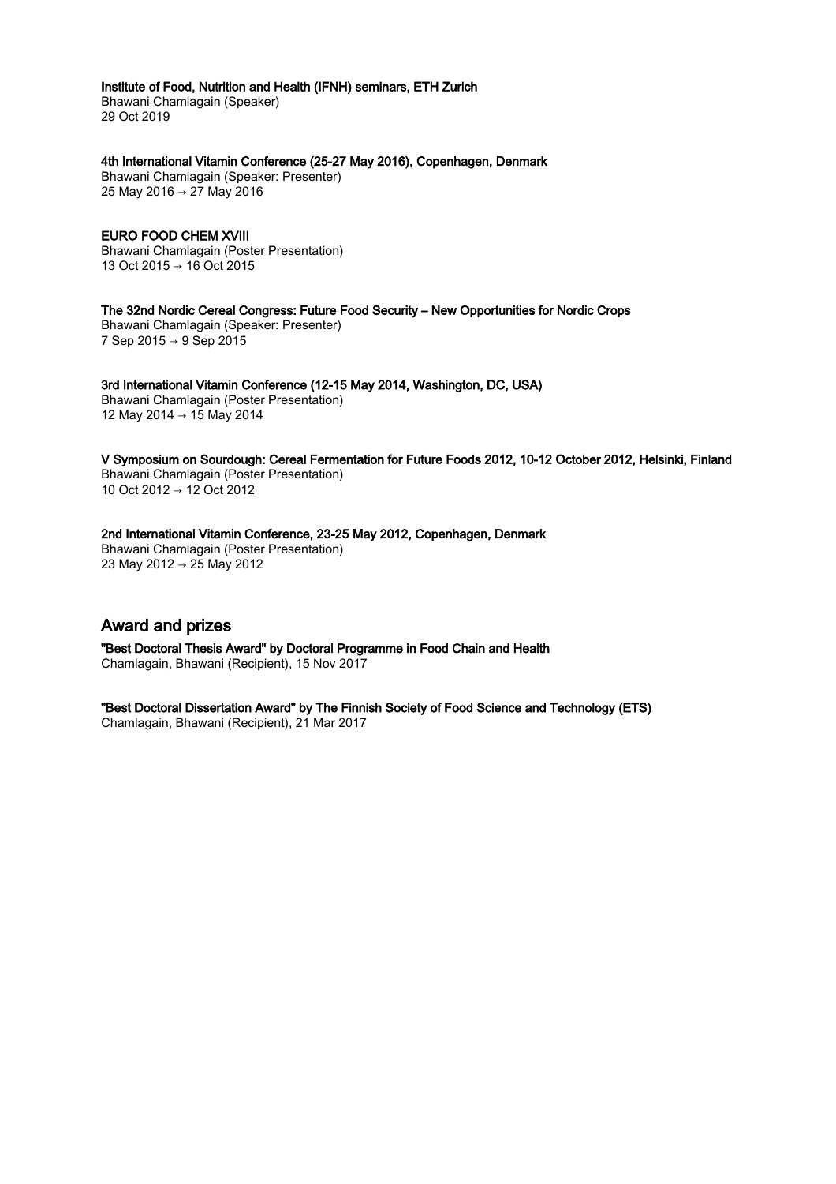**Institute of Food, Nutrition and Health (IFNH) seminars, ETH Zurich**
Bhawani Chamlagain (Speaker)
29 Oct 2019

**4th International Vitamin Conference (25-27 May 2016), Copenhagen, Denmark**
Bhawani Chamlagain (Speaker: Presenter)
25 May 2016 → 27 May 2016

**EURO FOOD CHEM XVIII**
Bhawani Chamlagain (Poster Presentation)
13 Oct 2015 → 16 Oct 2015

**The 32nd Nordic Cereal Congress: Future Food Security – New Opportunities for Nordic Crops**
Bhawani Chamlagain (Speaker: Presenter)
7 Sep 2015 → 9 Sep 2015

**3rd International Vitamin Conference (12-15 May 2014, Washington, DC, USA)**
Bhawani Chamlagain (Poster Presentation)
12 May 2014 → 15 May 2014

**V Symposium on Sourdough: Cereal Fermentation for Future Foods 2012, 10-12 October 2012, Helsinki, Finland**
Bhawani Chamlagain (Poster Presentation)
10 Oct 2012 → 12 Oct 2012

**2nd International Vitamin Conference, 23-25 May 2012, Copenhagen, Denmark**
Bhawani Chamlagain (Poster Presentation)
23 May 2012 → 25 May 2012

## Award and prizes

**"Best Doctoral Thesis Award" by Doctoral Programme in Food Chain and Health**
Chamlagain, Bhawani (Recipient), 15 Nov 2017

**"Best Doctoral Dissertation Award" by The Finnish Society of Food Science and Technology (ETS)**
Chamlagain, Bhawani (Recipient), 21 Mar 2017